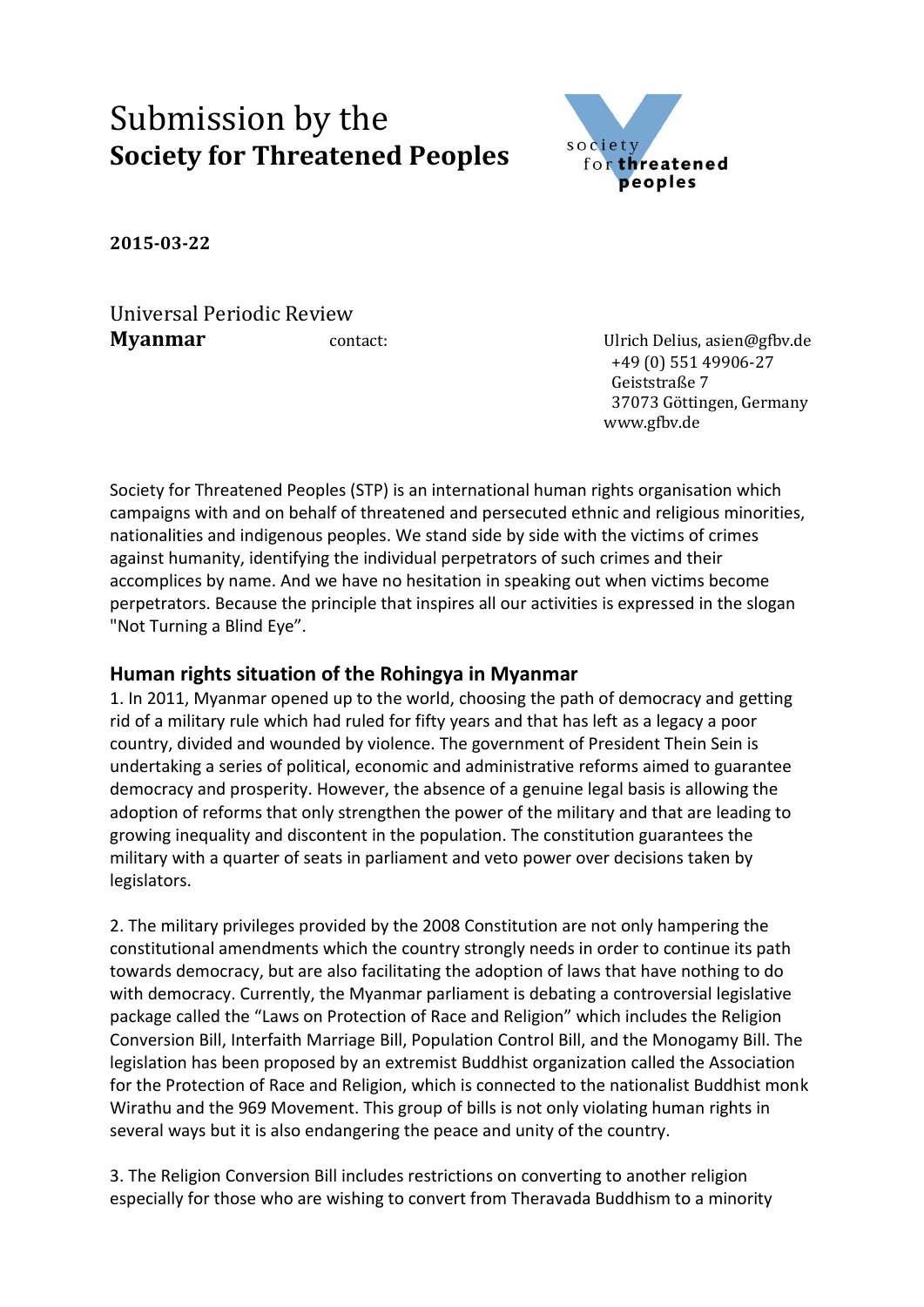# Submission by the
# **Society for Threatened Peoples**

**2015-03-22**

Universal Periodic Review
**Myanmar**

contact:

Ulrich Delius, asien@gfbv.de
+49 (0) 551 49906-27
Geiststraße 7
37073 Göttingen, Germany
www.gfbv.de

Society for Threatened Peoples (STP) is an international human rights organisation which campaigns with and on behalf of threatened and persecuted ethnic and religious minorities, nationalities and indigenous peoples. We stand side by side with the victims of crimes against humanity, identifying the individual perpetrators of such crimes and their accomplices by name. And we have no hesitation in speaking out when victims become perpetrators. Because the principle that inspires all our activities is expressed in the slogan "Not Turning a Blind Eye".

## Human rights situation of the Rohingya in Myanmar

1. In 2011, Myanmar opened up to the world, choosing the path of democracy and getting rid of a military rule which had ruled for fifty years and that has left as a legacy a poor country, divided and wounded by violence. The government of President Thein Sein is undertaking a series of political, economic and administrative reforms aimed to guarantee democracy and prosperity. However, the absence of a genuine legal basis is allowing the adoption of reforms that only strengthen the power of the military and that are leading to growing inequality and discontent in the population. The constitution guarantees the military with a quarter of seats in parliament and veto power over decisions taken by legislators.

2. The military privileges provided by the 2008 Constitution are not only hampering the constitutional amendments which the country strongly needs in order to continue its path towards democracy, but are also facilitating the adoption of laws that have nothing to do with democracy. Currently, the Myanmar parliament is debating a controversial legislative package called the "Laws on Protection of Race and Religion" which includes the Religion Conversion Bill, Interfaith Marriage Bill, Population Control Bill, and the Monogamy Bill. The legislation has been proposed by an extremist Buddhist organization called the Association for the Protection of Race and Religion, which is connected to the nationalist Buddhist monk Wirathu and the 969 Movement. This group of bills is not only violating human rights in several ways but it is also endangering the peace and unity of the country.

3. The Religion Conversion Bill includes restrictions on converting to another religion especially for those who are wishing to convert from Theravada Buddhism to a minority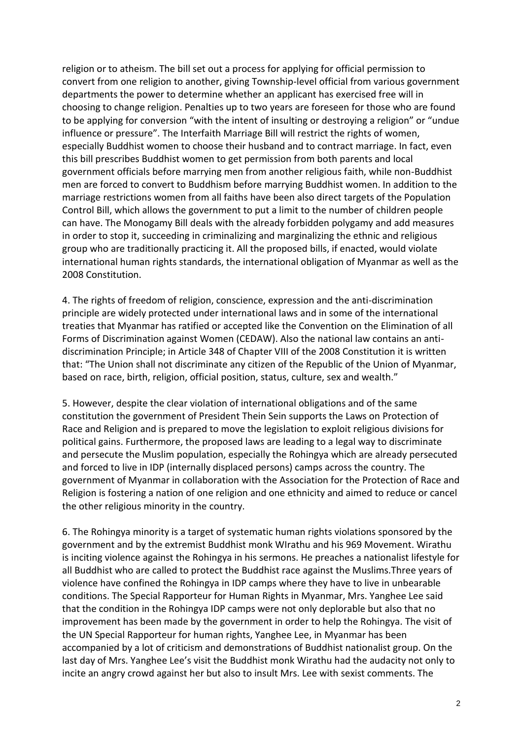religion or to atheism. The bill set out a process for applying for official permission to convert from one religion to another, giving Township-level official from various government departments the power to determine whether an applicant has exercised free will in choosing to change religion. Penalties up to two years are foreseen for those who are found to be applying for conversion "with the intent of insulting or destroying a religion" or "undue influence or pressure". The Interfaith Marriage Bill will restrict the rights of women, especially Buddhist women to choose their husband and to contract marriage. In fact, even this bill prescribes Buddhist women to get permission from both parents and local government officials before marrying men from another religious faith, while non-Buddhist men are forced to convert to Buddhism before marrying Buddhist women. In addition to the marriage restrictions women from all faiths have been also direct targets of the Population Control Bill, which allows the government to put a limit to the number of children people can have. The Monogamy Bill deals with the already forbidden polygamy and add measures in order to stop it, succeeding in criminalizing and marginalizing the ethnic and religious group who are traditionally practicing it. All the proposed bills, if enacted, would violate international human rights standards, the international obligation of Myanmar as well as the 2008 Constitution.

4. The rights of freedom of religion, conscience, expression and the anti-discrimination principle are widely protected under international laws and in some of the international treaties that Myanmar has ratified or accepted like the Convention on the Elimination of all Forms of Discrimination against Women (CEDAW). Also the national law contains an anti-discrimination Principle; in Article 348 of Chapter VIII of the 2008 Constitution it is written that: "The Union shall not discriminate any citizen of the Republic of the Union of Myanmar, based on race, birth, religion, official position, status, culture, sex and wealth."

5. However, despite the clear violation of international obligations and of the same constitution the government of President Thein Sein supports the Laws on Protection of Race and Religion and is prepared to move the legislation to exploit religious divisions for political gains. Furthermore, the proposed laws are leading to a legal way to discriminate and persecute the Muslim population, especially the Rohingya which are already persecuted and forced to live in IDP (internally displaced persons) camps across the country. The government of Myanmar in collaboration with the Association for the Protection of Race and Religion is fostering a nation of one religion and one ethnicity and aimed to reduce or cancel the other religious minority in the country.

6. The Rohingya minority is a target of systematic human rights violations sponsored by the government and by the extremist Buddhist monk WIrathu and his 969 Movement. Wirathu is inciting violence against the Rohingya in his sermons. He preaches a nationalist lifestyle for all Buddhist who are called to protect the Buddhist race against the Muslims.Three years of violence have confined the Rohingya in IDP camps where they have to live in unbearable conditions. The Special Rapporteur for Human Rights in Myanmar, Mrs. Yanghee Lee said that the condition in the Rohingya IDP camps were not only deplorable but also that no improvement has been made by the government in order to help the Rohingya. The visit of the UN Special Rapporteur for human rights, Yanghee Lee, in Myanmar has been accompanied by a lot of criticism and demonstrations of Buddhist nationalist group. On the last day of Mrs. Yanghee Lee's visit the Buddhist monk Wirathu had the audacity not only to incite an angry crowd against her but also to insult Mrs. Lee with sexist comments. The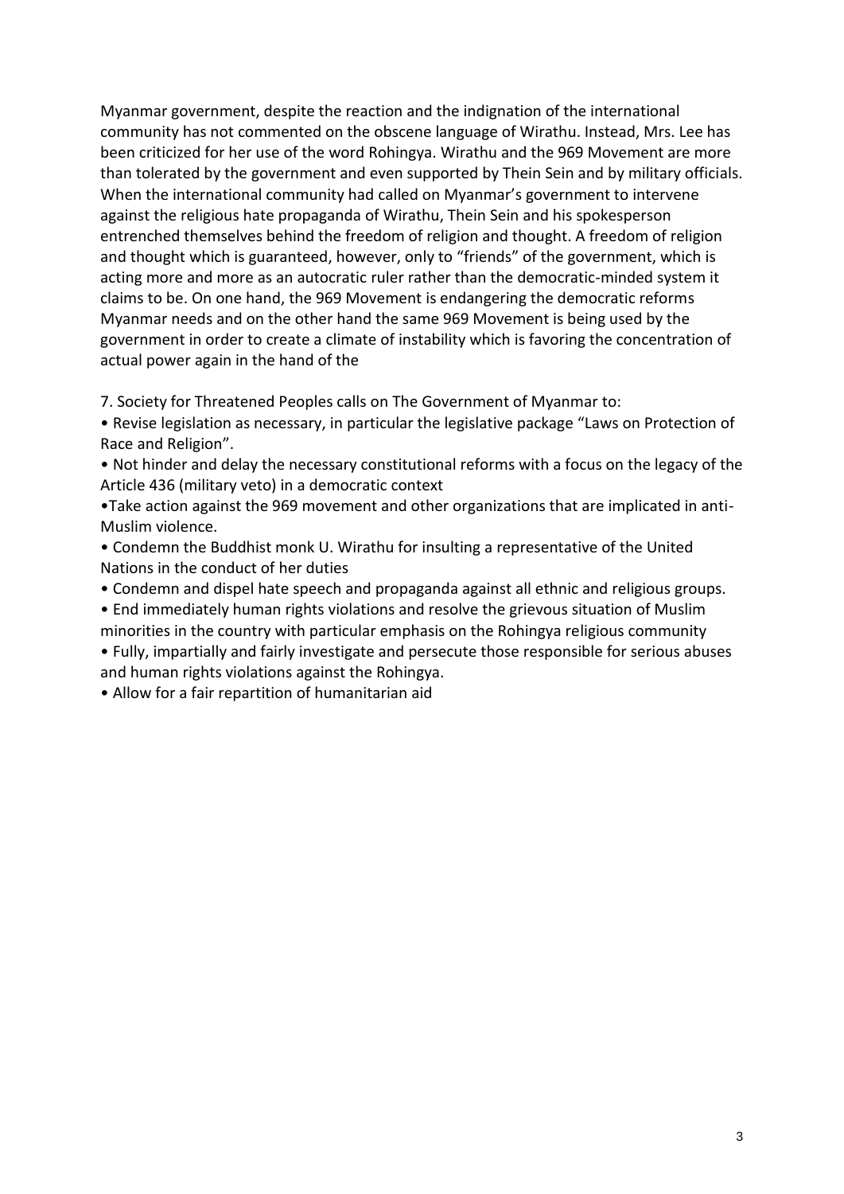Myanmar government, despite the reaction and the indignation of the international community has not commented on the obscene language of Wirathu. Instead, Mrs. Lee has been criticized for her use of the word Rohingya. Wirathu and the 969 Movement are more than tolerated by the government and even supported by Thein Sein and by military officials. When the international community had called on Myanmar's government to intervene against the religious hate propaganda of Wirathu, Thein Sein and his spokesperson entrenched themselves behind the freedom of religion and thought. A freedom of religion and thought which is guaranteed, however, only to "friends" of the government, which is acting more and more as an autocratic ruler rather than the democratic-minded system it claims to be. On one hand, the 969 Movement is endangering the democratic reforms Myanmar needs and on the other hand the same 969 Movement is being used by the government in order to create a climate of instability which is favoring the concentration of actual power again in the hand of the

7. Society for Threatened Peoples calls on The Government of Myanmar to:

- Revise legislation as necessary, in particular the legislative package "Laws on Protection of Race and Religion".
- Not hinder and delay the necessary constitutional reforms with a focus on the legacy of the Article 436 (military veto) in a democratic context
- Take action against the 969 movement and other organizations that are implicated in anti-Muslim violence.
- Condemn the Buddhist monk U. Wirathu for insulting a representative of the United Nations in the conduct of her duties
- Condemn and dispel hate speech and propaganda against all ethnic and religious groups.
- End immediately human rights violations and resolve the grievous situation of Muslim minorities in the country with particular emphasis on the Rohingya religious community
- Fully, impartially and fairly investigate and persecute those responsible for serious abuses and human rights violations against the Rohingya.
- Allow for a fair repartition of humanitarian aid